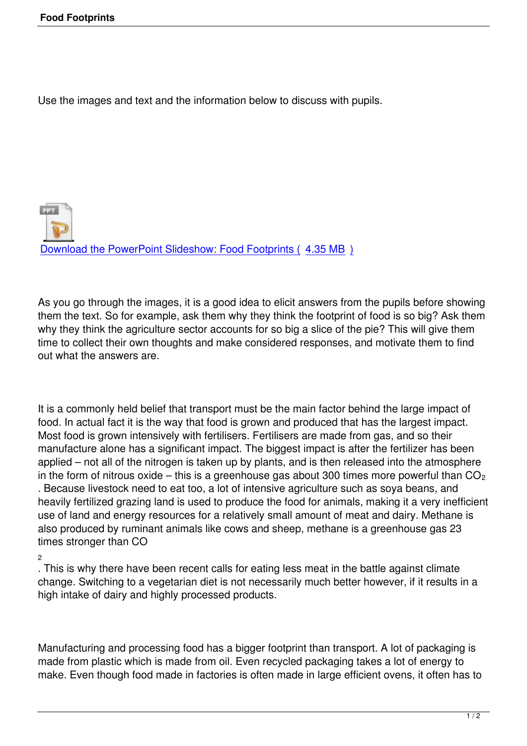Use the images and text and the information below to discuss with pupils.

Download the PowerPoint Slideshow: Food Footprints ( 4.35 MB )

As you go through the images, it is a good idea to elicit answers from the pupils before showing them the text. So for example, ask them why they think the footprint of food is so big? Ask them why they think the agriculture sector accounts for so big a slice of the pie? This will give them time to collect their own thoughts and make considered responses, and motivate them to find out what the answers are.

It is a commonly held belief that transport must be the main factor behind the large impact of food. In actual fact it is the way that food is grown and produced that has the largest impact. Most food is grown intensively with fertilisers. Fertilisers are made from gas, and so their manufacture alone has a significant impact. The biggest impact is after the fertilizer has been applied – not all of the nitrogen is taken up by plants, and is then released into the atmosphere in the form of nitrous oxide – this is a greenhouse gas about 300 times more powerful than $CO_2$. Because livestock need to eat too, a lot of intensive agriculture such as soya beans, and heavily fertilized grazing land is used to produce the food for animals, making it a very inefficient use of land and energy resources for a relatively small amount of meat and dairy. Methane is also produced by ruminant animals like cows and sheep, methane is a greenhouse gas 23 times stronger than $CO_2$. This is why there have been recent calls for eating less meat in the battle against climate change. Switching to a vegetarian diet is not necessarily much better however, if it results in a high intake of dairy and highly processed products.

Manufacturing and processing food has a bigger footprint than transport. A lot of packaging is made from plastic which is made from oil. Even recycled packaging takes a lot of energy to make. Even though food made in factories is often made in large efficient ovens, it often has to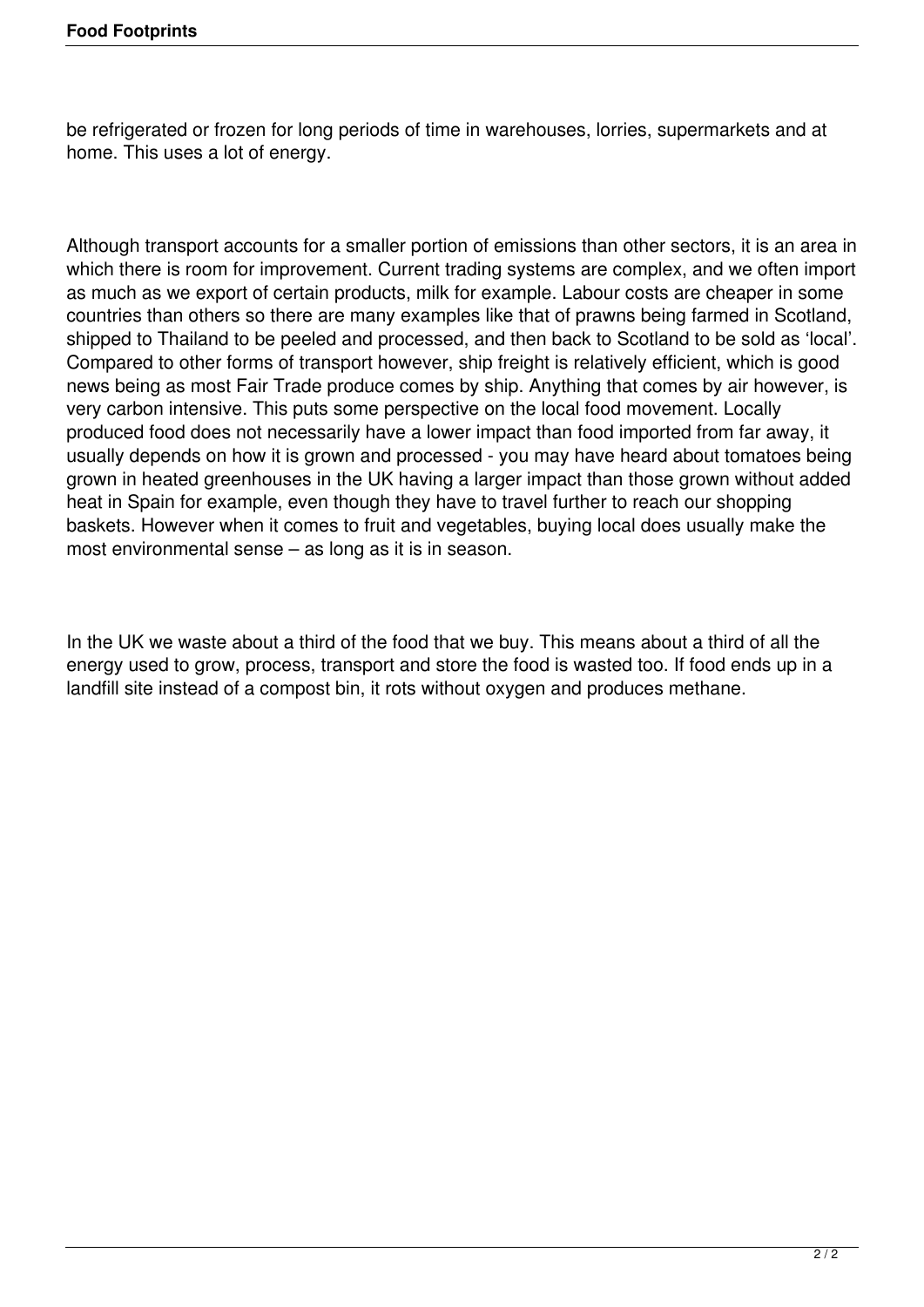be refrigerated or frozen for long periods of time in warehouses, lorries, supermarkets and at home. This uses a lot of energy.

Although transport accounts for a smaller portion of emissions than other sectors, it is an area in which there is room for improvement. Current trading systems are complex, and we often import as much as we export of certain products, milk for example. Labour costs are cheaper in some countries than others so there are many examples like that of prawns being farmed in Scotland, shipped to Thailand to be peeled and processed, and then back to Scotland to be sold as 'local'. Compared to other forms of transport however, ship freight is relatively efficient, which is good news being as most Fair Trade produce comes by ship. Anything that comes by air however, is very carbon intensive. This puts some perspective on the local food movement. Locally produced food does not necessarily have a lower impact than food imported from far away, it usually depends on how it is grown and processed - you may have heard about tomatoes being grown in heated greenhouses in the UK having a larger impact than those grown without added heat in Spain for example, even though they have to travel further to reach our shopping baskets. However when it comes to fruit and vegetables, buying local does usually make the most environmental sense – as long as it is in season.

In the UK we waste about a third of the food that we buy. This means about a third of all the energy used to grow, process, transport and store the food is wasted too. If food ends up in a landfill site instead of a compost bin, it rots without oxygen and produces methane.